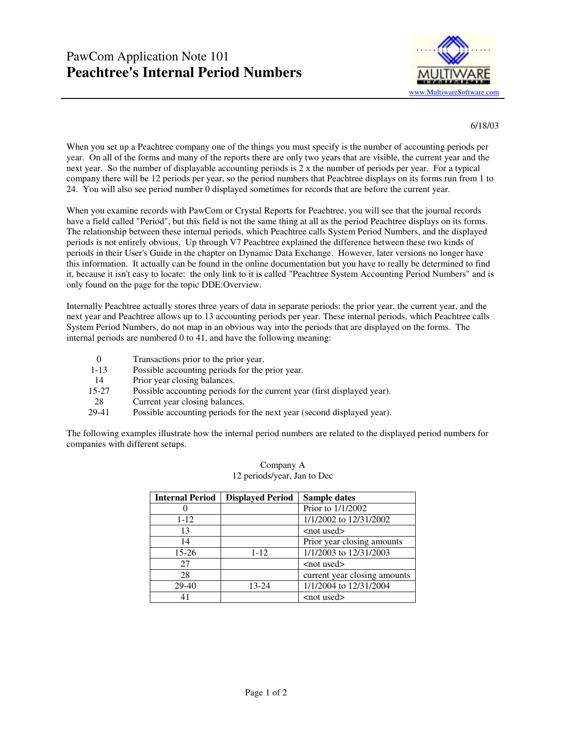PawCom Application Note 101

# Peachtree's Internal Period Numbers

MULTIWARE

www.MultiwareSoftware.com

6/18/03

When you set up a Peachtree company one of the things you must specify is the number of accounting periods per year. On all of the forms and many of the reports there are only two years that are visible, the current year and the next year. So the number of displayable accounting periods is 2 x the number of periods per year. For a typical company there will be 12 periods per year, so the period numbers that Peachtree displays on its forms run from 1 to 24. You will also see period number 0 displayed sometimes for records that are before the current year.

When you examine records with PawCom or Crystal Reports for Peachtree, you will see that the journal records have a field called "Period", but this field is not the same thing at all as the period Peachtree displays on its forms. The relationship between these internal periods, which Peachtree calls System Period Numbers, and the displayed periods is not entirely obvious. Up through V7 Peachtree explained the difference between these two kinds of periods in their User's Guide in the chapter on Dynamic Data Exchange. However, later versions no longer have this information. It actually can be found in the online documentation but you have to really be determined to find it, because it isn't easy to locate: the only link to it is called "Peachtree System Accounting Period Numbers" and is only found on the page for the topic DDE:Overview.

Internally Peachtree actually stores three years of data in separate periods: the prior year, the current year, and the next year and Peachtree allows up to 13 accounting periods per year. These internal periods, which Peachtree calls System Period Numbers, do not map in an obvious way into the periods that are displayed on the forms. The internal periods are numbered 0 to 41, and have the following meaning:

| | |
|---|---|
| 0 | Transactions prior to the prior year. |
| 1-13 | Possible accounting periods for the prior year. |
| 14 | Prior year closing balances. |
| 15-27 | Possible accounting periods for the current year (first displayed year). |
| 28 | Current year closing balances. |
| 29-41 | Possible accounting periods for the next year (second displayed year). |

The following examples illustrate how the internal period numbers are related to the displayed period numbers for companies with different setups.

Company A
12 periods/year, Jan to Dec

| Internal Period | Displayed Period | Sample dates |
|---|---|---|
| 0 | | Prior to 1/1/2002 |
| 1-12 | | 1/1/2002 to 12/31/2002 |
| 13 | | <not used> |
| 14 | | Prior year closing amounts |
| 15-26 | 1-12 | 1/1/2003 to 12/31/2003 |
| 27 | | <not used> |
| 28 | | current year closing amounts |
| 29-40 | 13-24 | 1/1/2004 to 12/31/2004 |
| 41 | | <not used> |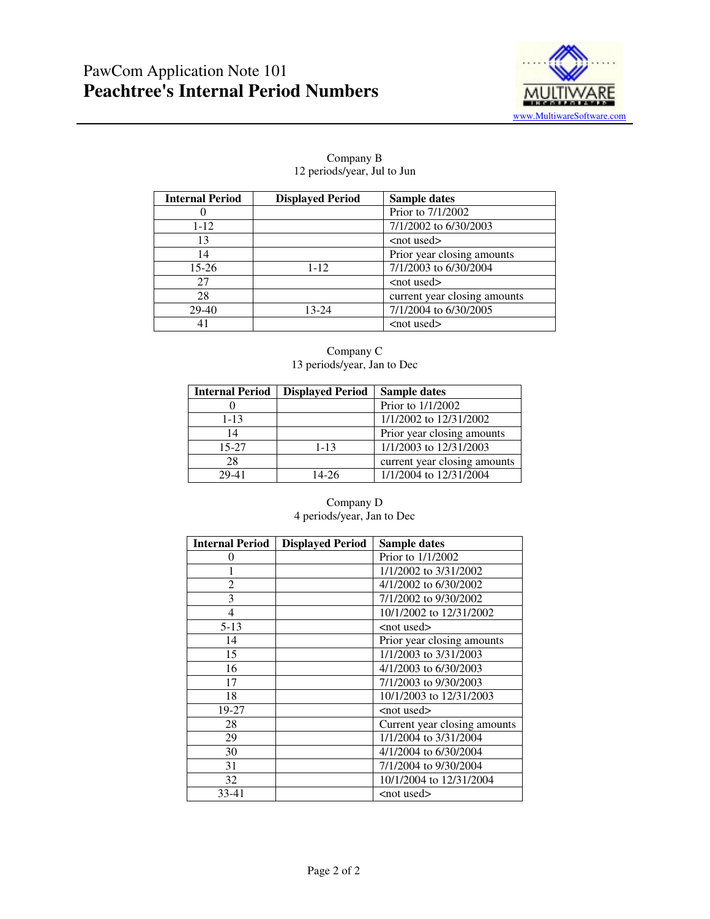Company B
12 periods/year, Jul to Jun

| Internal Period | Displayed Period | Sample dates |
|---|---|---|
| 0 | | Prior to 7/1/2002 |
| 1-12 | | 7/1/2002 to 6/30/2003 |
| 13 | | <not used> |
| 14 | | Prior year closing amounts |
| 15-26 | 1-12 | 7/1/2003 to 6/30/2004 |
| 27 | | <not used> |
| 28 | | current year closing amounts |
| 29-40 | 13-24 | 7/1/2004 to 6/30/2005 |
| 41 | | <not used> |

Company C
13 periods/year, Jan to Dec

| Internal Period | Displayed Period | Sample dates |
|---|---|---|
| 0 | | Prior to 1/1/2002 |
| 1-13 | | 1/1/2002 to 12/31/2002 |
| 14 | | Prior year closing amounts |
| 15-27 | 1-13 | 1/1/2003 to 12/31/2003 |
| 28 | | current year closing amounts |
| 29-41 | 14-26 | 1/1/2004 to 12/31/2004 |

Company D
4 periods/year, Jan to Dec

| Internal Period | Displayed Period | Sample dates |
|---|---|---|
| 0 | | Prior to 1/1/2002 |
| 1 | | 1/1/2002 to 3/31/2002 |
| 2 | | 4/1/2002 to 6/30/2002 |
| 3 | | 7/1/2002 to 9/30/2002 |
| 4 | | 10/1/2002 to 12/31/2002 |
| 5-13 | | <not used> |
| 14 | | Prior year closing amounts |
| 15 | | 1/1/2003 to 3/31/2003 |
| 16 | | 4/1/2003 to 6/30/2003 |
| 17 | | 7/1/2003 to 9/30/2003 |
| 18 | | 10/1/2003 to 12/31/2003 |
| 19-27 | | <not used> |
| 28 | | Current year closing amounts |
| 29 | | 1/1/2004 to 3/31/2004 |
| 30 | | 4/1/2004 to 6/30/2004 |
| 31 | | 7/1/2004 to 9/30/2004 |
| 32 | | 10/1/2004 to 12/31/2004 |
| 33-41 | | <not used> |